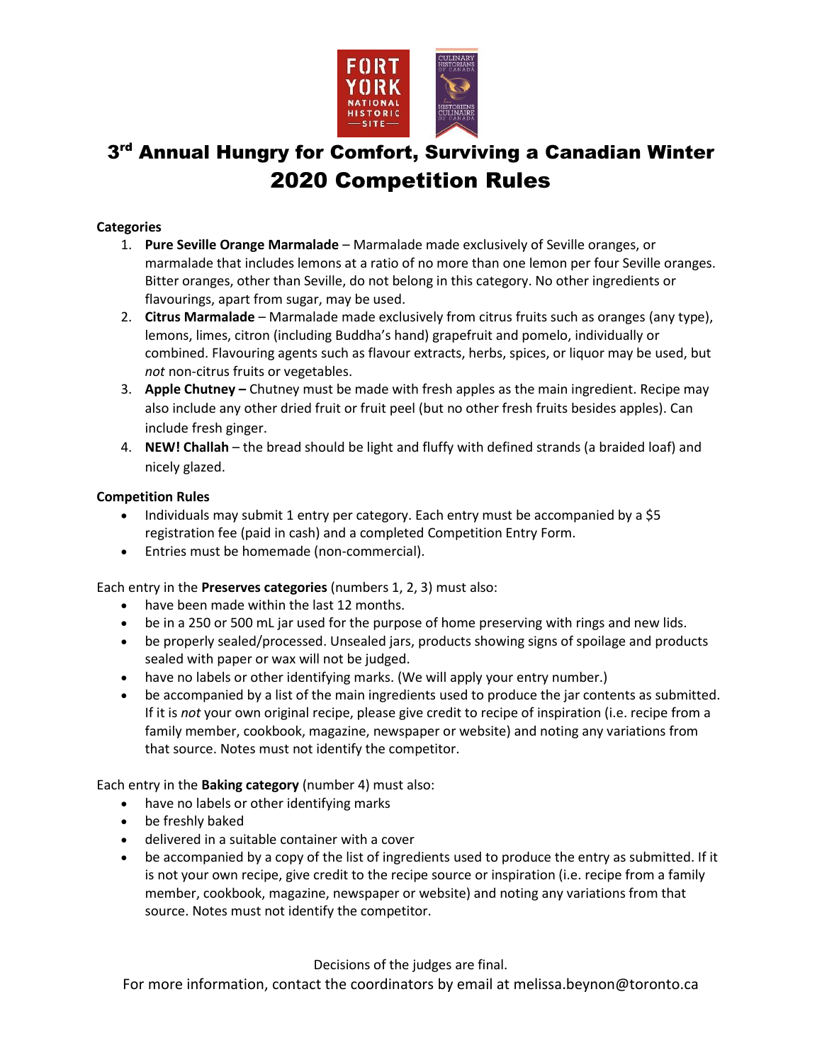# 3rd Annual Hungry for Comfort, Surviving a Canadian Winter
# 2020 Competition Rules

**Categories**

1. **Pure Seville Orange Marmalade** – Marmalade made exclusively of Seville oranges, or marmalade that includes lemons at a ratio of no more than one lemon per four Seville oranges. Bitter oranges, other than Seville, do not belong in this category. No other ingredients or flavourings, apart from sugar, may be used.
2. **Citrus Marmalade** – Marmalade made exclusively from citrus fruits such as oranges (any type), lemons, limes, citron (including Buddha's hand) grapefruit and pomelo, individually or combined. Flavouring agents such as flavour extracts, herbs, spices, or liquor may be used, but *not* non-citrus fruits or vegetables.
3. **Apple Chutney –** Chutney must be made with fresh apples as the main ingredient. Recipe may also include any other dried fruit or fruit peel (but no other fresh fruits besides apples). Can include fresh ginger.
4. **NEW! Challah** – the bread should be light and fluffy with defined strands (a braided loaf) and nicely glazed.

**Competition Rules**

- Individuals may submit 1 entry per category. Each entry must be accompanied by a $5 registration fee (paid in cash) and a completed Competition Entry Form.
- Entries must be homemade (non-commercial).

Each entry in the **Preserves categories** (numbers 1, 2, 3) must also:

- have been made within the last 12 months.
- be in a 250 or 500 mL jar used for the purpose of home preserving with rings and new lids.
- be properly sealed/processed. Unsealed jars, products showing signs of spoilage and products sealed with paper or wax will not be judged.
- have no labels or other identifying marks. (We will apply your entry number.)
- be accompanied by a list of the main ingredients used to produce the jar contents as submitted. If it is *not* your own original recipe, please give credit to recipe of inspiration (i.e. recipe from a family member, cookbook, magazine, newspaper or website) and noting any variations from that source. Notes must not identify the competitor.

Each entry in the **Baking category** (number 4) must also:

- have no labels or other identifying marks
- be freshly baked
- delivered in a suitable container with a cover
- be accompanied by a copy of the list of ingredients used to produce the entry as submitted. If it is not your own recipe, give credit to the recipe source or inspiration (i.e. recipe from a family member, cookbook, magazine, newspaper or website) and noting any variations from that source. Notes must not identify the competitor.

Decisions of the judges are final.

For more information, contact the coordinators by email at melissa.beynon@toronto.ca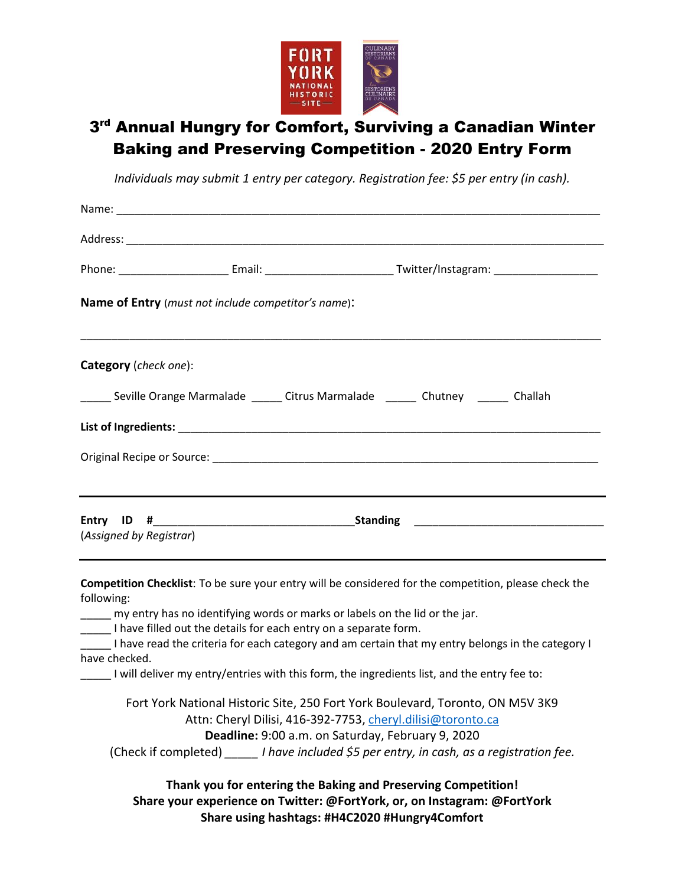# 3rd Annual Hungry for Comfort, Surviving a Canadian Winter Baking and Preserving Competition - 2020 Entry Form

*Individuals may submit 1 entry per category. Registration fee: $5 per entry (in cash).*

Name: ___________________________________________________________________________

Address: _________________________________________________________________________

Phone: _________________ Email: ____________________ Twitter/Instagram: ________________

**Name of Entry** (*must not include competitor's name*):

___________________________________________________________________________

**Category** (*check one*):

_____ Seville Orange Marmalade _____ Citrus Marmalade _____ Chutney _____ Challah

**List of Ingredients:** _________________________________________________________________

Original Recipe or Source: ____________________________________________________________

---

**Entry ID #**_______________________________ **Standing** _____________________________
(*Assigned by Registrar*)

---

**Competition Checklist**: To be sure your entry will be considered for the competition, please check the following:

_____ my entry has no identifying words or marks or labels on the lid or the jar.
_____ I have filled out the details for each entry on a separate form.
_____ I have read the criteria for each category and am certain that my entry belongs in the category I have checked.
_____ I will deliver my entry/entries with this form, the ingredients list, and the entry fee to:

Fort York National Historic Site, 250 Fort York Boulevard, Toronto, ON M5V 3K9
Attn: Cheryl Dilisi, 416-392-7753, cheryl.dilisi@toronto.ca
**Deadline:** 9:00 a.m. on Saturday, February 9, 2020
(Check if completed) _____ *I have included $5 per entry, in cash, as a registration fee.*

**Thank you for entering the Baking and Preserving Competition!**
**Share your experience on Twitter: @FortYork, or, on Instagram: @FortYork**
**Share using hashtags: #H4C2020 #Hungry4Comfort**